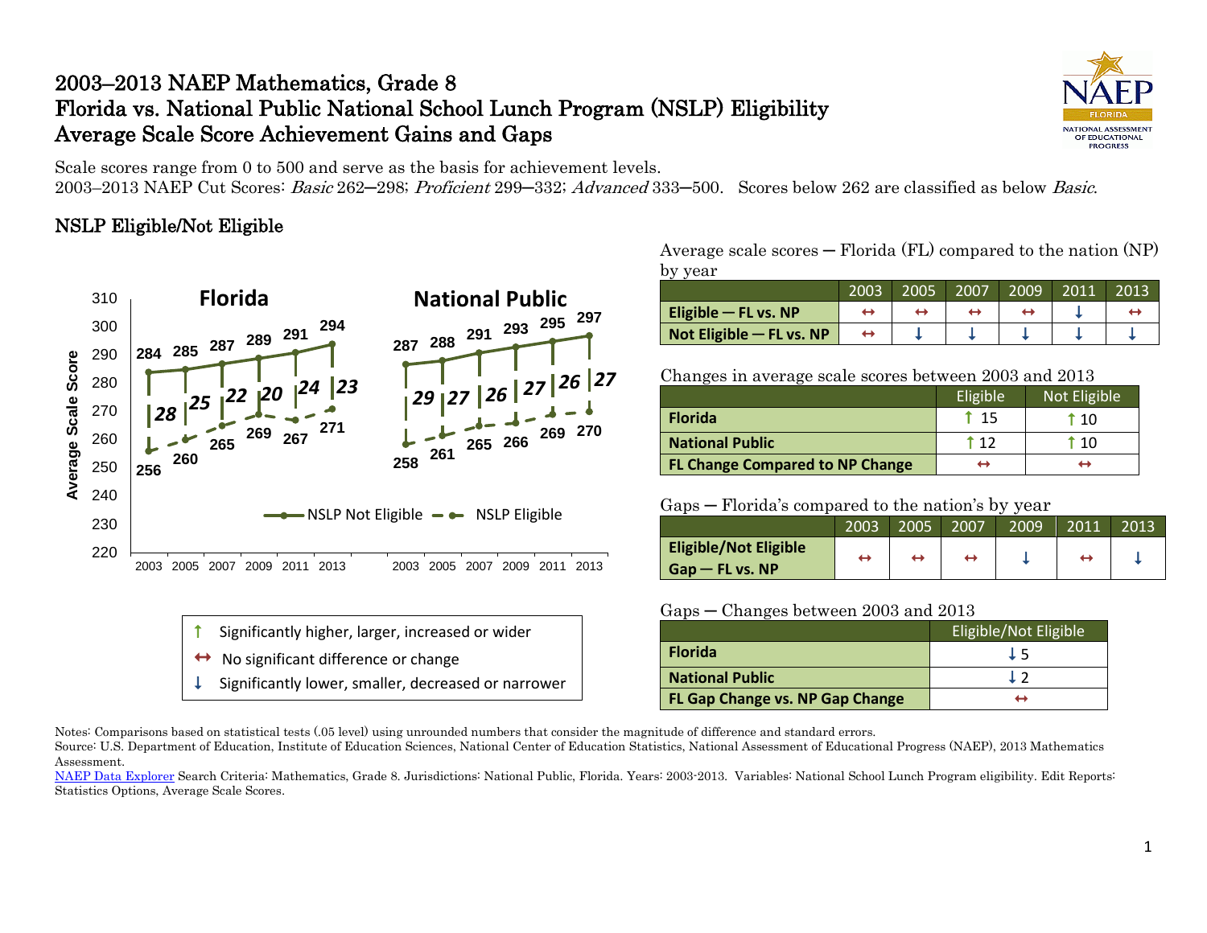# 2003–2013 NAEP Mathematics, Grade 8
# Florida vs. National Public National School Lunch Program (NSLP) Eligibility
# Average Scale Score Achievement Gains and Gaps

Scale scores range from 0 to 500 and serve as the basis for achievement levels.
2003–2013 NAEP Cut Scores: *Basic* 262–298; *Proficient* 299–332; *Advanced* 333–500. Scores below 262 are classified as below *Basic*.

## NSLP Eligible/Not Eligible

**Average Scale Score**

**Florida**

| Year | NSLP Not Eligible | NSLP Eligible | Gap |
|---|---|---|---|
| 2003 | 284 | 256 | 28 |
| 2005 | 285 | 260 | 25 |
| 2007 | 287 | 265 | 22 |
| 2009 | 289 | 269 | 20 |
| 2011 | 291 | 267 | 24 |
| 2013 | 294 | 271 | 23 |

**National Public**

| Year | NSLP Not Eligible | NSLP Eligible | Gap |
|---|---|---|---|
| 2003 | 287 | 258 | 29 |
| 2005 | 288 | 261 | 27 |
| 2007 | 291 | 265 | 26 |
| 2009 | 293 | 266 | 27 |
| 2011 | 295 | 269 | 26 |
| 2013 | 297 | 270 | 27 |

Average scale scores — Florida (FL) compared to the nation (NP) by year

| | 2003 | 2005 | 2007 | 2009 | 2011 | 2013 |
|---|---|---|---|---|---|---|
| **Eligible — FL vs. NP** | ↔ | ↔ | ↔ | ↔ | ↓ | ↔ |
| **Not Eligible — FL vs. NP** | ↔ | ↓ | ↓ | ↓ | ↓ | ↓ |

Changes in average scale scores between 2003 and 2013

| | Eligible | Not Eligible |
|---|---|---|
| **Florida** | ↑ 15 | ↑ 10 |
| **National Public** | ↑ 12 | ↑ 10 |
| **FL Change Compared to NP Change** | ↔ | ↔ |

Gaps — Florida's compared to the nation's by year

| | 2003 | 2005 | 2007 | 2009 | 2011 | 2013 |
|---|---|---|---|---|---|---|
| **Eligible/Not Eligible Gap — FL vs. NP** | ↔ | ↔ | ↔ | ↓ | ↔ | ↓ |

Gaps — Changes between 2003 and 2013

| | Eligible/Not Eligible |
|---|---|
| **Florida** | ↓ 5 |
| **National Public** | ↓ 2 |
| **FL Gap Change vs. NP Gap Change** | ↔ |

↑ Significantly higher, larger, increased or wider
↔ No significant difference or change
↓ Significantly lower, smaller, decreased or narrower

Notes: Comparisons based on statistical tests (.05 level) using unrounded numbers that consider the magnitude of difference and standard errors.
Source: U.S. Department of Education, Institute of Education Sciences, National Center of Education Statistics, National Assessment of Educational Progress (NAEP), 2013 Mathematics Assessment.
NAEP Data Explorer Search Criteria: Mathematics, Grade 8. Jurisdictions: National Public, Florida. Years: 2003-2013. Variables: National School Lunch Program eligibility. Edit Reports: Statistics Options, Average Scale Scores.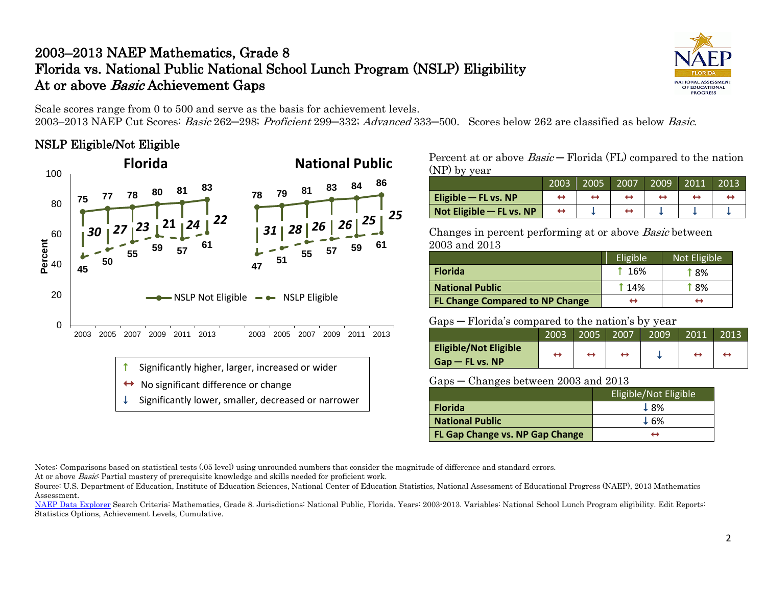# 2003–2013 NAEP Mathematics, Grade 8
# Florida vs. National Public National School Lunch Program (NSLP) Eligibility
# At or above *Basic* Achievement Gaps

Scale scores range from 0 to 500 and serve as the basis for achievement levels.
2003–2013 NAEP Cut Scores: *Basic* 262─298; *Proficient* 299─332; *Advanced* 333─500. Scores below 262 are classified as below *Basic*.

## NSLP Eligible/Not Eligible

**Florida**

| | 2003 | 2005 | 2007 | 2009 | 2011 | 2013 |
|---|---|---|---|---|---|---|
| NSLP Not Eligible | 75 | 77 | 78 | 80 | 81 | 83 |
| NSLP Eligible | 45 | 50 | 55 | 59 | 57 | 61 |
| Gap | *30* | *27* | *23* | *21* | *24* | *22* |

**National Public**

| | 2003 | 2005 | 2007 | 2009 | 2011 | 2013 |
|---|---|---|---|---|---|---|
| NSLP Not Eligible | 78 | 79 | 81 | 83 | 84 | 86 |
| NSLP Eligible | 47 | 51 | 55 | 57 | 59 | 61 |
| Gap | *31* | *28* | *26* | *26* | *25* | *25* |

↑ Significantly higher, larger, increased or wider
↔ No significant difference or change
↓ Significantly lower, smaller, decreased or narrower

Percent at or above *Basic* ─ Florida (FL) compared to the nation (NP) by year

| | 2003 | 2005 | 2007 | 2009 | 2011 | 2013 |
|---|---|---|---|---|---|---|
| **Eligible ─ FL vs. NP** | ↔ | ↔ | ↔ | ↔ | ↔ | ↔ |
| **Not Eligible ─ FL vs. NP** | ↔ | ↓ | ↔ | ↓ | ↓ | ↓ |

Changes in percent performing at or above *Basic* between 2003 and 2013

| | Eligible | Not Eligible |
|---|---|---|
| **Florida** | ↑ 16% | ↑ 8% |
| **National Public** | ↑ 14% | ↑ 8% |
| **FL Change Compared to NP Change** | ↔ | ↔ |

Gaps ─ Florida's compared to the nation's by year

| | 2003 | 2005 | 2007 | 2009 | 2011 | 2013 |
|---|---|---|---|---|---|---|
| **Eligible/Not Eligible Gap ─ FL vs. NP** | ↔ | ↔ | ↔ | ↓ | ↔ | ↔ |

Gaps ─ Changes between 2003 and 2013

| | Eligible/Not Eligible |
|---|---|
| **Florida** | ↓ 8% |
| **National Public** | ↓ 6% |
| **FL Gap Change vs. NP Gap Change** | ↔ |

Notes: Comparisons based on statistical tests (.05 level) using unrounded numbers that consider the magnitude of difference and standard errors.
At or above *Basic*: Partial mastery of prerequisite knowledge and skills needed for proficient work.
Source: U.S. Department of Education, Institute of Education Sciences, National Center of Education Statistics, National Assessment of Educational Progress (NAEP), 2013 Mathematics Assessment.
NAEP Data Explorer Search Criteria: Mathematics, Grade 8. Jurisdictions: National Public, Florida. Years: 2003-2013. Variables: National School Lunch Program eligibility. Edit Reports: Statistics Options, Achievement Levels, Cumulative.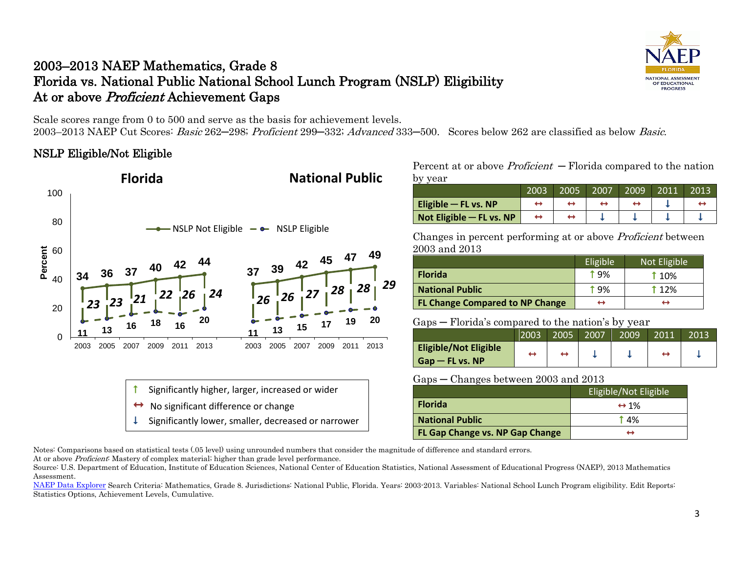# 2003–2013 NAEP Mathematics, Grade 8
# Florida vs. National Public National School Lunch Program (NSLP) Eligibility
# At or above *Proficient* Achievement Gaps

NAEP FLORIDA NATIONAL ASSESSMENT OF EDUCATIONAL PROGRESS

Scale scores range from 0 to 500 and serve as the basis for achievement levels.
2003–2013 NAEP Cut Scores: *Basic* 262–298; *Proficient* 299–332; *Advanced* 333–500. Scores below 262 are classified as below *Basic*.

## NSLP Eligible/Not Eligible

Florida

National Public

Percent

100
80
60
40
20
0

NSLP Not Eligible
NSLP Eligible

Florida: 34 36 37 40 42 44
Florida gaps: 23 23 21 22 26 24
Florida: 11 13 16 18 16 20
2003 2005 2007 2009 2011 2013

National Public: 37 39 42 45 47 49
National Public gaps: 26 26 27 28 28 29
National Public: 11 13 15 17 19 20
2003 2005 2007 2009 2011 2013

↑ Significantly higher, larger, increased or wider
↔ No significant difference or change
↓ Significantly lower, smaller, decreased or narrower

Percent at or above *Proficient* — Florida compared to the nation by year

| | 2003 | 2005 | 2007 | 2009 | 2011 | 2013 |
|---|---|---|---|---|---|---|
| **Eligible — FL vs. NP** | ↔ | ↔ | ↔ | ↔ | ↓ | ↔ |
| **Not Eligible — FL vs. NP** | ↔ | ↔ | ↓ | ↓ | ↓ | ↓ |

Changes in percent performing at or above *Proficient* between 2003 and 2013

| | Eligible | Not Eligible |
|---|---|---|
| **Florida** | ↑ 9% | ↑ 10% |
| **National Public** | ↑ 9% | ↑ 12% |
| **FL Change Compared to NP Change** | ↔ | ↔ |

Gaps — Florida's compared to the nation's by year

| | 2003 | 2005 | 2007 | 2009 | 2011 | 2013 |
|---|---|---|---|---|---|---|
| **Eligible/Not Eligible Gap — FL vs. NP** | ↔ | ↔ | ↓ | ↓ | ↔ | ↓ |

Gaps — Changes between 2003 and 2013

| | Eligible/Not Eligible |
|---|---|
| **Florida** | ↔ 1% |
| **National Public** | ↑ 4% |
| **FL Gap Change vs. NP Gap Change** | ↔ |

Notes: Comparisons based on statistical tests (.05 level) using unrounded numbers that consider the magnitude of difference and standard errors.
At or above *Proficient*: Mastery of complex material; higher than grade level performance.
Source: U.S. Department of Education, Institute of Education Sciences, National Center of Education Statistics, National Assessment of Educational Progress (NAEP), 2013 Mathematics Assessment.
NAEP Data Explorer Search Criteria: Mathematics, Grade 8. Jurisdictions: National Public, Florida. Years: 2003-2013. Variables: National School Lunch Program eligibility. Edit Reports: Statistics Options, Achievement Levels, Cumulative.